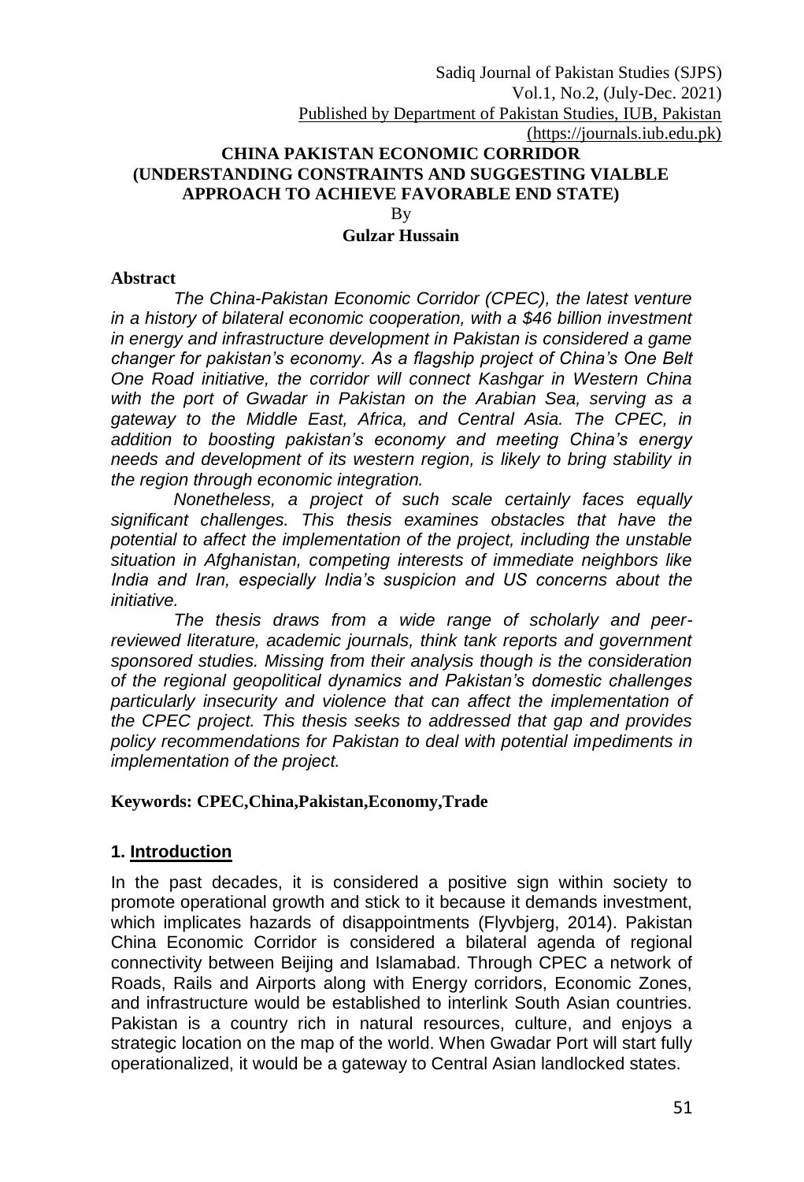# CHINA PAKISTAN ECONOMIC CORRIDOR (UNDERSTANDING CONSTRAINTS AND SUGGESTING VIALBLE APPROACH TO ACHIEVE FAVORABLE END STATE)

By

**Gulzar Hussain**

## Abstract

*The China-Pakistan Economic Corridor (CPEC), the latest venture in a history of bilateral economic cooperation, with a $46 billion investment in energy and infrastructure development in Pakistan is considered a game changer for pakistan's economy. As a flagship project of China's One Belt One Road initiative, the corridor will connect Kashgar in Western China with the port of Gwadar in Pakistan on the Arabian Sea, serving as a gateway to the Middle East, Africa, and Central Asia. The CPEC, in addition to boosting pakistan's economy and meeting China's energy needs and development of its western region, is likely to bring stability in the region through economic integration.*

*Nonetheless, a project of such scale certainly faces equally significant challenges. This thesis examines obstacles that have the potential to affect the implementation of the project, including the unstable situation in Afghanistan, competing interests of immediate neighbors like India and Iran, especially India's suspicion and US concerns about the initiative.*

*The thesis draws from a wide range of scholarly and peer-reviewed literature, academic journals, think tank reports and government sponsored studies. Missing from their analysis though is the consideration of the regional geopolitical dynamics and Pakistan's domestic challenges particularly insecurity and violence that can affect the implementation of the CPEC project. This thesis seeks to addressed that gap and provides policy recommendations for Pakistan to deal with potential impediments in implementation of the project.*

**Keywords: CPEC,China,Pakistan,Economy,Trade**

## 1. Introduction

In the past decades, it is considered a positive sign within society to promote operational growth and stick to it because it demands investment, which implicates hazards of disappointments (Flyvbjerg, 2014). Pakistan China Economic Corridor is considered a bilateral agenda of regional connectivity between Beijing and Islamabad. Through CPEC a network of Roads, Rails and Airports along with Energy corridors, Economic Zones, and infrastructure would be established to interlink South Asian countries. Pakistan is a country rich in natural resources, culture, and enjoys a strategic location on the map of the world. When Gwadar Port will start fully operationalized, it would be a gateway to Central Asian landlocked states.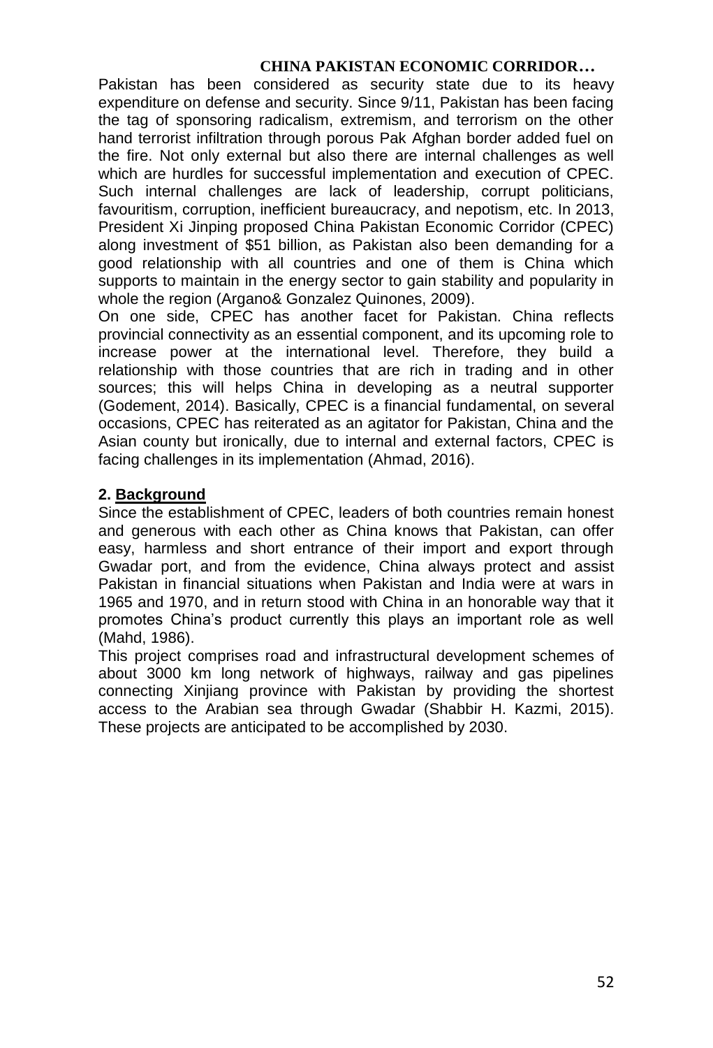Pakistan has been considered as security state due to its heavy expenditure on defense and security. Since 9/11, Pakistan has been facing the tag of sponsoring radicalism, extremism, and terrorism on the other hand terrorist infiltration through porous Pak Afghan border added fuel on the fire. Not only external but also there are internal challenges as well which are hurdles for successful implementation and execution of CPEC. Such internal challenges are lack of leadership, corrupt politicians, favouritism, corruption, inefficient bureaucracy, and nepotism, etc. In 2013, President Xi Jinping proposed China Pakistan Economic Corridor (CPEC) along investment of $51 billion, as Pakistan also been demanding for a good relationship with all countries and one of them is China which supports to maintain in the energy sector to gain stability and popularity in whole the region (Argano& Gonzalez Quinones, 2009).

On one side, CPEC has another facet for Pakistan. China reflects provincial connectivity as an essential component, and its upcoming role to increase power at the international level. Therefore, they build a relationship with those countries that are rich in trading and in other sources; this will helps China in developing as a neutral supporter (Godement, 2014). Basically, CPEC is a financial fundamental, on several occasions, CPEC has reiterated as an agitator for Pakistan, China and the Asian county but ironically, due to internal and external factors, CPEC is facing challenges in its implementation (Ahmad, 2016).

## 2. Background

Since the establishment of CPEC, leaders of both countries remain honest and generous with each other as China knows that Pakistan, can offer easy, harmless and short entrance of their import and export through Gwadar port, and from the evidence, China always protect and assist Pakistan in financial situations when Pakistan and India were at wars in 1965 and 1970, and in return stood with China in an honorable way that it promotes China's product currently this plays an important role as well (Mahd, 1986).

This project comprises road and infrastructural development schemes of about 3000 km long network of highways, railway and gas pipelines connecting Xinjiang province with Pakistan by providing the shortest access to the Arabian sea through Gwadar (Shabbir H. Kazmi, 2015). These projects are anticipated to be accomplished by 2030.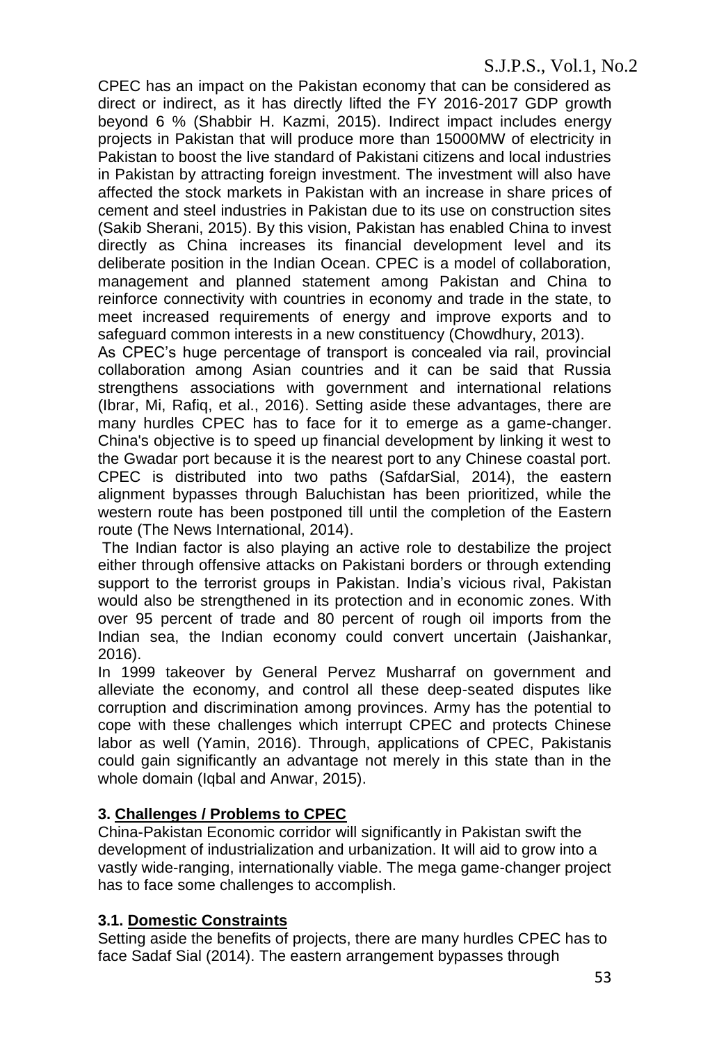CPEC has an impact on the Pakistan economy that can be considered as direct or indirect, as it has directly lifted the FY 2016-2017 GDP growth beyond 6 % (Shabbir H. Kazmi, 2015). Indirect impact includes energy projects in Pakistan that will produce more than 15000MW of electricity in Pakistan to boost the live standard of Pakistani citizens and local industries in Pakistan by attracting foreign investment. The investment will also have affected the stock markets in Pakistan with an increase in share prices of cement and steel industries in Pakistan due to its use on construction sites (Sakib Sherani, 2015). By this vision, Pakistan has enabled China to invest directly as China increases its financial development level and its deliberate position in the Indian Ocean. CPEC is a model of collaboration, management and planned statement among Pakistan and China to reinforce connectivity with countries in economy and trade in the state, to meet increased requirements of energy and improve exports and to safeguard common interests in a new constituency (Chowdhury, 2013).

As CPEC's huge percentage of transport is concealed via rail, provincial collaboration among Asian countries and it can be said that Russia strengthens associations with government and international relations (Ibrar, Mi, Rafiq, et al., 2016). Setting aside these advantages, there are many hurdles CPEC has to face for it to emerge as a game-changer. China's objective is to speed up financial development by linking it west to the Gwadar port because it is the nearest port to any Chinese coastal port. CPEC is distributed into two paths (SafdarSial, 2014), the eastern alignment bypasses through Baluchistan has been prioritized, while the western route has been postponed till until the completion of the Eastern route (The News International, 2014).

The Indian factor is also playing an active role to destabilize the project either through offensive attacks on Pakistani borders or through extending support to the terrorist groups in Pakistan. India's vicious rival, Pakistan would also be strengthened in its protection and in economic zones. With over 95 percent of trade and 80 percent of rough oil imports from the Indian sea, the Indian economy could convert uncertain (Jaishankar, 2016).

In 1999 takeover by General Pervez Musharraf on government and alleviate the economy, and control all these deep-seated disputes like corruption and discrimination among provinces. Army has the potential to cope with these challenges which interrupt CPEC and protects Chinese labor as well (Yamin, 2016). Through, applications of CPEC, Pakistanis could gain significantly an advantage not merely in this state than in the whole domain (Iqbal and Anwar, 2015).

## 3. Challenges / Problems to CPEC

China-Pakistan Economic corridor will significantly in Pakistan swift the development of industrialization and urbanization. It will aid to grow into a vastly wide-ranging, internationally viable. The mega game-changer project has to face some challenges to accomplish.

### 3.1. Domestic Constraints

Setting aside the benefits of projects, there are many hurdles CPEC has to face Sadaf Sial (2014). The eastern arrangement bypasses through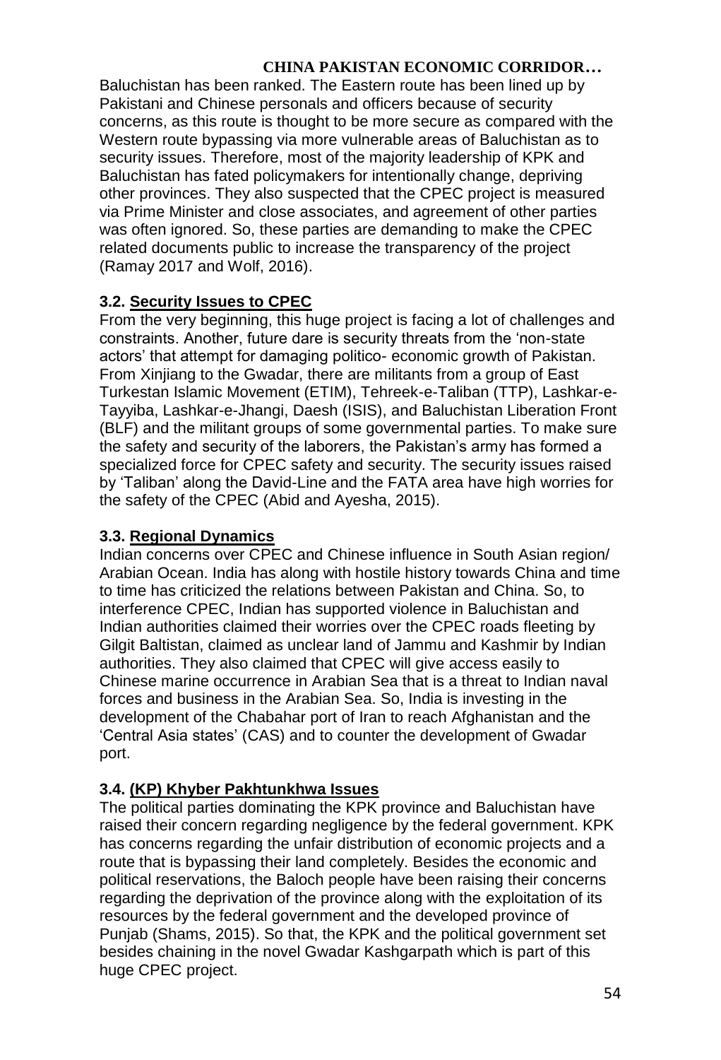Baluchistan has been ranked. The Eastern route has been lined up by Pakistani and Chinese personals and officers because of security concerns, as this route is thought to be more secure as compared with the Western route bypassing via more vulnerable areas of Baluchistan as to security issues. Therefore, most of the majority leadership of KPK and Baluchistan has fated policymakers for intentionally change, depriving other provinces. They also suspected that the CPEC project is measured via Prime Minister and close associates, and agreement of other parties was often ignored. So, these parties are demanding to make the CPEC related documents public to increase the transparency of the project (Ramay 2017 and Wolf, 2016).

### 3.2. Security Issues to CPEC

From the very beginning, this huge project is facing a lot of challenges and constraints. Another, future dare is security threats from the 'non-state actors' that attempt for damaging politico- economic growth of Pakistan. From Xinjiang to the Gwadar, there are militants from a group of East Turkestan Islamic Movement (ETIM), Tehreek-e-Taliban (TTP), Lashkar-e-Tayyiba, Lashkar-e-Jhangi, Daesh (ISIS), and Baluchistan Liberation Front (BLF) and the militant groups of some governmental parties. To make sure the safety and security of the laborers, the Pakistan's army has formed a specialized force for CPEC safety and security. The security issues raised by 'Taliban' along the David-Line and the FATA area have high worries for the safety of the CPEC (Abid and Ayesha, 2015).

### 3.3. Regional Dynamics

Indian concerns over CPEC and Chinese influence in South Asian region/ Arabian Ocean. India has along with hostile history towards China and time to time has criticized the relations between Pakistan and China. So, to interference CPEC, Indian has supported violence in Baluchistan and Indian authorities claimed their worries over the CPEC roads fleeting by Gilgit Baltistan, claimed as unclear land of Jammu and Kashmir by Indian authorities. They also claimed that CPEC will give access easily to Chinese marine occurrence in Arabian Sea that is a threat to Indian naval forces and business in the Arabian Sea. So, India is investing in the development of the Chabahar port of Iran to reach Afghanistan and the 'Central Asia states' (CAS) and to counter the development of Gwadar port.

### 3.4. (KP) Khyber Pakhtunkhwa Issues

The political parties dominating the KPK province and Baluchistan have raised their concern regarding negligence by the federal government. KPK has concerns regarding the unfair distribution of economic projects and a route that is bypassing their land completely. Besides the economic and political reservations, the Baloch people have been raising their concerns regarding the deprivation of the province along with the exploitation of its resources by the federal government and the developed province of Punjab (Shams, 2015). So that, the KPK and the political government set besides chaining in the novel Gwadar Kashgarpath which is part of this huge CPEC project.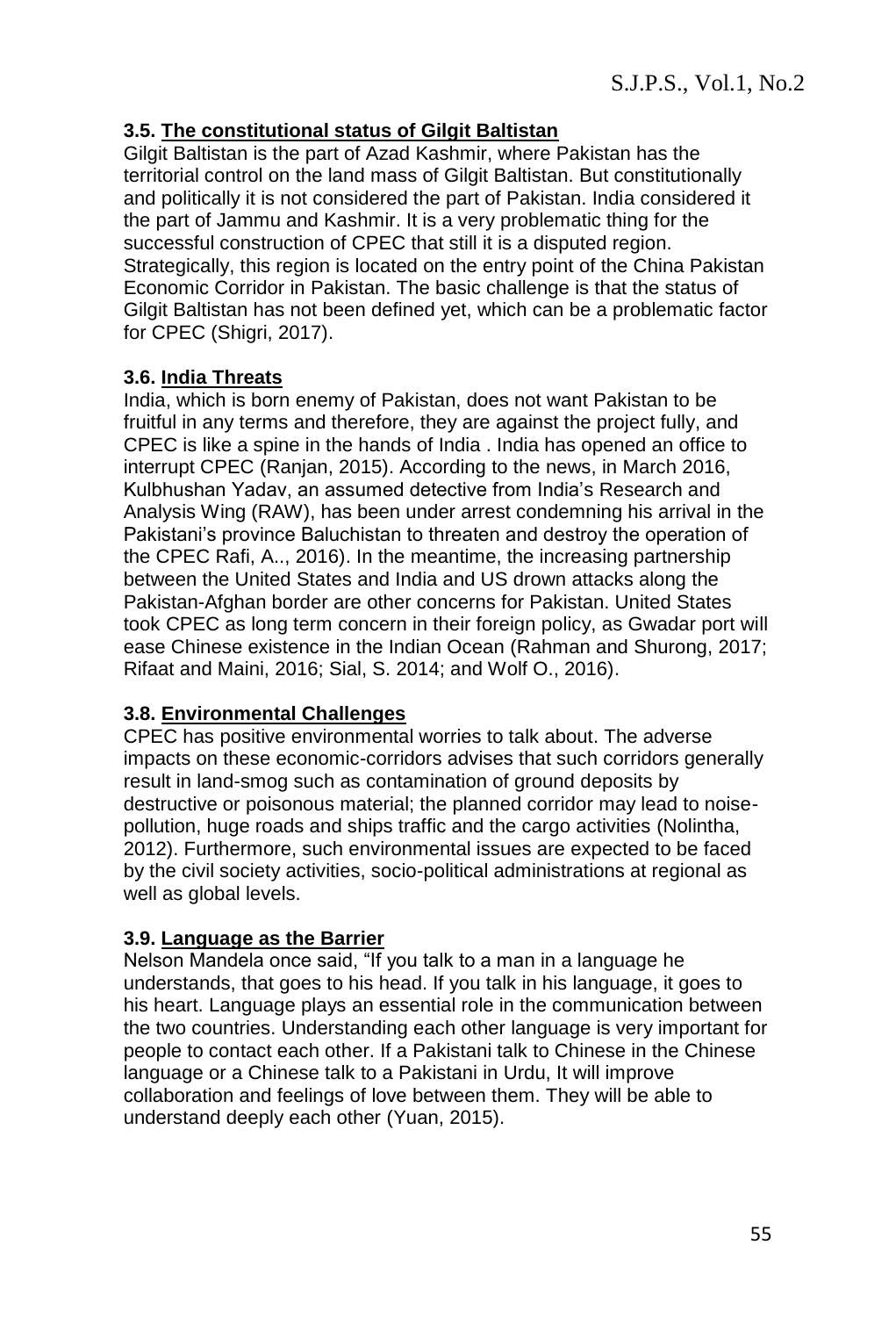### 3.5. The constitutional status of Gilgit Baltistan

Gilgit Baltistan is the part of Azad Kashmir, where Pakistan has the territorial control on the land mass of Gilgit Baltistan. But constitutionally and politically it is not considered the part of Pakistan. India considered it the part of Jammu and Kashmir. It is a very problematic thing for the successful construction of CPEC that still it is a disputed region. Strategically, this region is located on the entry point of the China Pakistan Economic Corridor in Pakistan. The basic challenge is that the status of Gilgit Baltistan has not been defined yet, which can be a problematic factor for CPEC (Shigri, 2017).

### 3.6. India Threats

India, which is born enemy of Pakistan, does not want Pakistan to be fruitful in any terms and therefore, they are against the project fully, and CPEC is like a spine in the hands of India . India has opened an office to interrupt CPEC (Ranjan, 2015). According to the news, in March 2016, Kulbhushan Yadav, an assumed detective from India's Research and Analysis Wing (RAW), has been under arrest condemning his arrival in the Pakistani's province Baluchistan to threaten and destroy the operation of the CPEC Rafi, A.., 2016). In the meantime, the increasing partnership between the United States and India and US drown attacks along the Pakistan-Afghan border are other concerns for Pakistan. United States took CPEC as long term concern in their foreign policy, as Gwadar port will ease Chinese existence in the Indian Ocean (Rahman and Shurong, 2017; Rifaat and Maini, 2016; Sial, S. 2014; and Wolf O., 2016).

### 3.8. Environmental Challenges

CPEC has positive environmental worries to talk about. The adverse impacts on these economic-corridors advises that such corridors generally result in land-smog such as contamination of ground deposits by destructive or poisonous material; the planned corridor may lead to noise-pollution, huge roads and ships traffic and the cargo activities (Nolintha, 2012). Furthermore, such environmental issues are expected to be faced by the civil society activities, socio-political administrations at regional as well as global levels.

### 3.9. Language as the Barrier

Nelson Mandela once said, "If you talk to a man in a language he understands, that goes to his head. If you talk in his language, it goes to his heart. Language plays an essential role in the communication between the two countries. Understanding each other language is very important for people to contact each other. If a Pakistani talk to Chinese in the Chinese language or a Chinese talk to a Pakistani in Urdu, It will improve collaboration and feelings of love between them. They will be able to understand deeply each other (Yuan, 2015).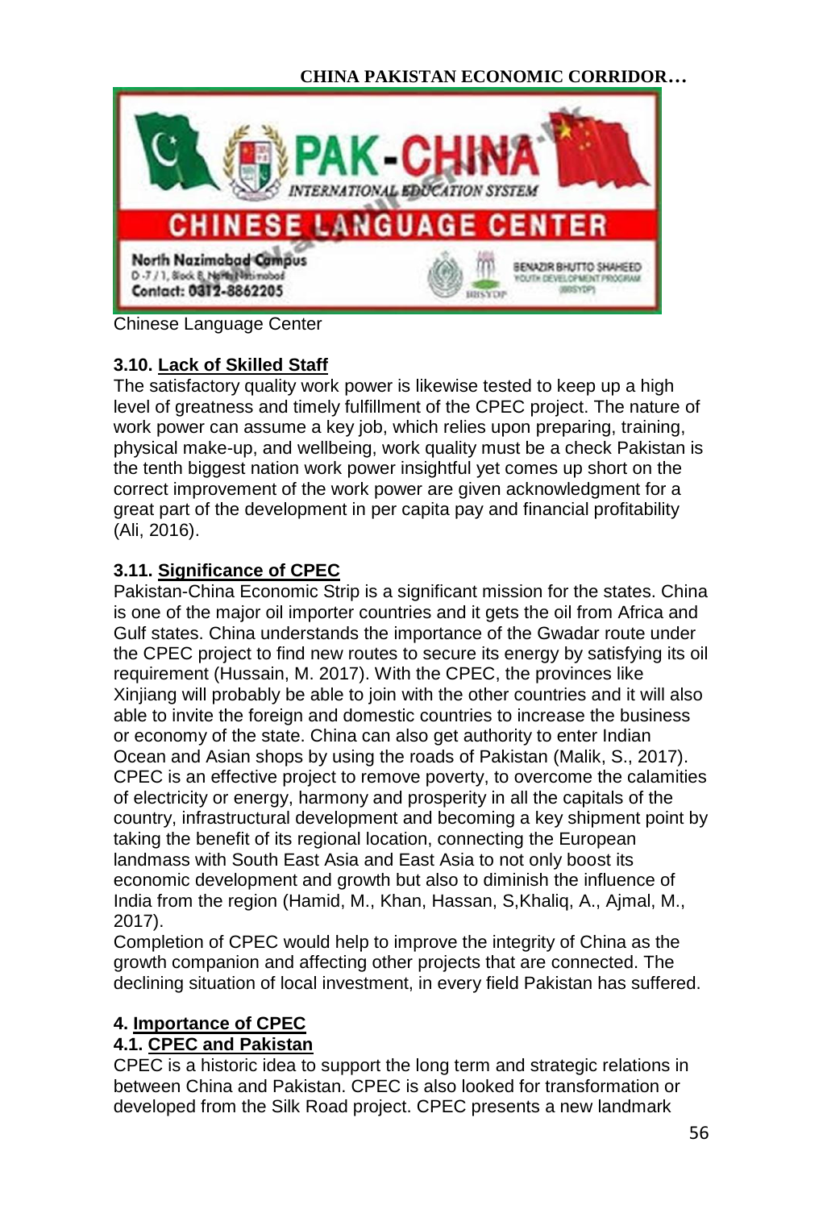Chinese Language Center

### 3.10. Lack of Skilled Staff

The satisfactory quality work power is likewise tested to keep up a high level of greatness and timely fulfillment of the CPEC project. The nature of work power can assume a key job, which relies upon preparing, training, physical make-up, and wellbeing, work quality must be a check Pakistan is the tenth biggest nation work power insightful yet comes up short on the correct improvement of the work power are given acknowledgment for a great part of the development in per capita pay and financial profitability (Ali, 2016).

### 3.11. Significance of CPEC

Pakistan-China Economic Strip is a significant mission for the states. China is one of the major oil importer countries and it gets the oil from Africa and Gulf states. China understands the importance of the Gwadar route under the CPEC project to find new routes to secure its energy by satisfying its oil requirement (Hussain, M. 2017). With the CPEC, the provinces like Xinjiang will probably be able to join with the other countries and it will also able to invite the foreign and domestic countries to increase the business or economy of the state. China can also get authority to enter Indian Ocean and Asian shops by using the roads of Pakistan (Malik, S., 2017). CPEC is an effective project to remove poverty, to overcome the calamities of electricity or energy, harmony and prosperity in all the capitals of the country, infrastructural development and becoming a key shipment point by taking the benefit of its regional location, connecting the European landmass with South East Asia and East Asia to not only boost its economic development and growth but also to diminish the influence of India from the region (Hamid, M., Khan, Hassan, S,Khaliq, A., Ajmal, M., 2017).

Completion of CPEC would help to improve the integrity of China as the growth companion and affecting other projects that are connected. The declining situation of local investment, in every field Pakistan has suffered.

## 4. Importance of CPEC

### 4.1. CPEC and Pakistan

CPEC is a historic idea to support the long term and strategic relations in between China and Pakistan. CPEC is also looked for transformation or developed from the Silk Road project. CPEC presents a new landmark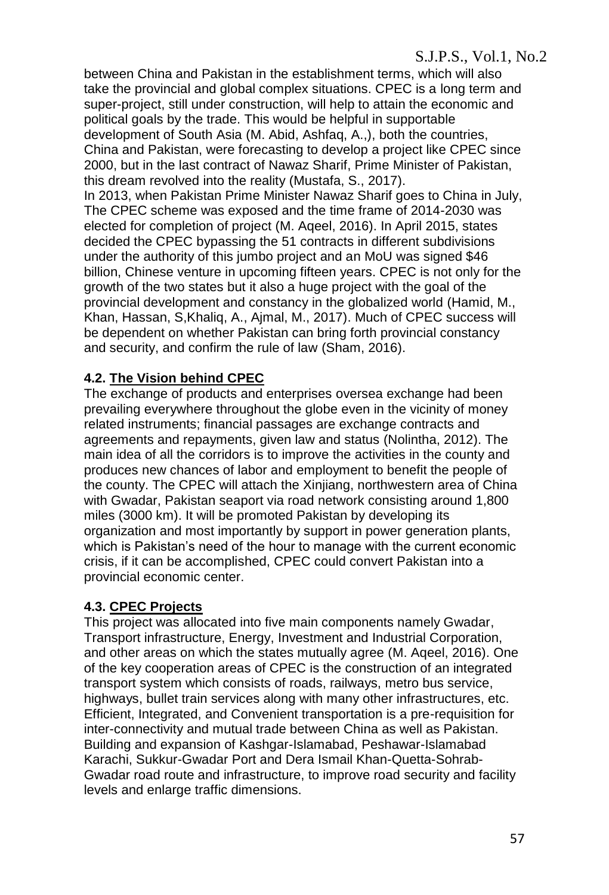between China and Pakistan in the establishment terms, which will also take the provincial and global complex situations. CPEC is a long term and super-project, still under construction, will help to attain the economic and political goals by the trade. This would be helpful in supportable development of South Asia (M. Abid, Ashfaq, A.,), both the countries, China and Pakistan, were forecasting to develop a project like CPEC since 2000, but in the last contract of Nawaz Sharif, Prime Minister of Pakistan, this dream revolved into the reality (Mustafa, S., 2017).

In 2013, when Pakistan Prime Minister Nawaz Sharif goes to China in July, The CPEC scheme was exposed and the time frame of 2014-2030 was elected for completion of project (M. Aqeel, 2016). In April 2015, states decided the CPEC bypassing the 51 contracts in different subdivisions under the authority of this jumbo project and an MoU was signed $46 billion, Chinese venture in upcoming fifteen years. CPEC is not only for the growth of the two states but it also a huge project with the goal of the provincial development and constancy in the globalized world (Hamid, M., Khan, Hassan, S,Khaliq, A., Ajmal, M., 2017). Much of CPEC success will be dependent on whether Pakistan can bring forth provincial constancy and security, and confirm the rule of law (Sham, 2016).

### 4.2. The Vision behind CPEC

The exchange of products and enterprises oversea exchange had been prevailing everywhere throughout the globe even in the vicinity of money related instruments; financial passages are exchange contracts and agreements and repayments, given law and status (Nolintha, 2012). The main idea of all the corridors is to improve the activities in the county and produces new chances of labor and employment to benefit the people of the county. The CPEC will attach the Xinjiang, northwestern area of China with Gwadar, Pakistan seaport via road network consisting around 1,800 miles (3000 km). It will be promoted Pakistan by developing its organization and most importantly by support in power generation plants, which is Pakistan's need of the hour to manage with the current economic crisis, if it can be accomplished, CPEC could convert Pakistan into a provincial economic center.

### 4.3. CPEC Projects

This project was allocated into five main components namely Gwadar, Transport infrastructure, Energy, Investment and Industrial Corporation, and other areas on which the states mutually agree (M. Aqeel, 2016). One of the key cooperation areas of CPEC is the construction of an integrated transport system which consists of roads, railways, metro bus service, highways, bullet train services along with many other infrastructures, etc. Efficient, Integrated, and Convenient transportation is a pre-requisition for inter-connectivity and mutual trade between China as well as Pakistan. Building and expansion of Kashgar-Islamabad, Peshawar-Islamabad Karachi, Sukkur-Gwadar Port and Dera Ismail Khan-Quetta-Sohrab-Gwadar road route and infrastructure, to improve road security and facility levels and enlarge traffic dimensions.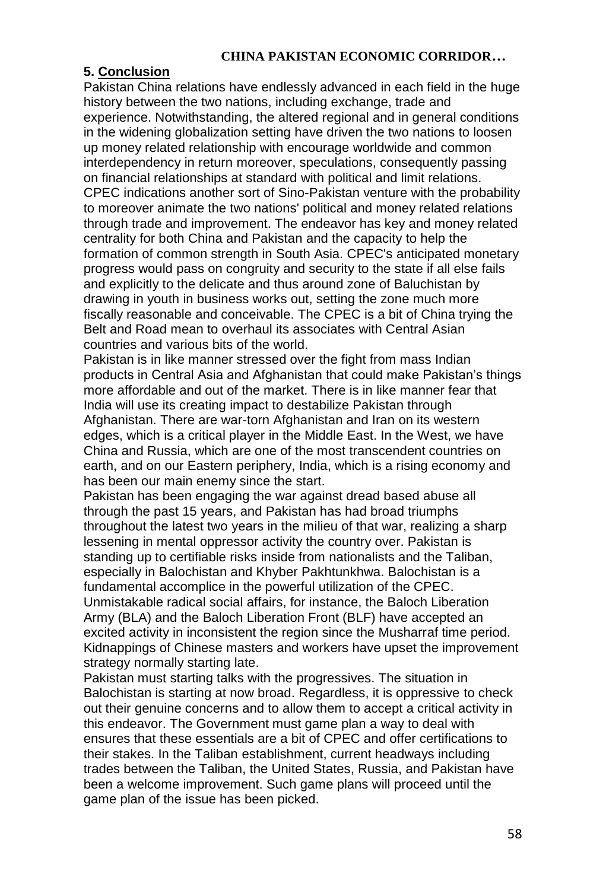## 5. Conclusion

Pakistan China relations have endlessly advanced in each field in the huge history between the two nations, including exchange, trade and experience. Notwithstanding, the altered regional and in general conditions in the widening globalization setting have driven the two nations to loosen up money related relationship with encourage worldwide and common interdependency in return moreover, speculations, consequently passing on financial relationships at standard with political and limit relations. CPEC indications another sort of Sino-Pakistan venture with the probability to moreover animate the two nations' political and money related relations through trade and improvement. The endeavor has key and money related centrality for both China and Pakistan and the capacity to help the formation of common strength in South Asia. CPEC's anticipated monetary progress would pass on congruity and security to the state if all else fails and explicitly to the delicate and thus around zone of Baluchistan by drawing in youth in business works out, setting the zone much more fiscally reasonable and conceivable. The CPEC is a bit of China trying the Belt and Road mean to overhaul its associates with Central Asian countries and various bits of the world.

Pakistan is in like manner stressed over the fight from mass Indian products in Central Asia and Afghanistan that could make Pakistan's things more affordable and out of the market. There is in like manner fear that India will use its creating impact to destabilize Pakistan through Afghanistan. There are war-torn Afghanistan and Iran on its western edges, which is a critical player in the Middle East. In the West, we have China and Russia, which are one of the most transcendent countries on earth, and on our Eastern periphery, India, which is a rising economy and has been our main enemy since the start.

Pakistan has been engaging the war against dread based abuse all through the past 15 years, and Pakistan has had broad triumphs throughout the latest two years in the milieu of that war, realizing a sharp lessening in mental oppressor activity the country over. Pakistan is standing up to certifiable risks inside from nationalists and the Taliban, especially in Balochistan and Khyber Pakhtunkhwa. Balochistan is a fundamental accomplice in the powerful utilization of the CPEC. Unmistakable radical social affairs, for instance, the Baloch Liberation Army (BLA) and the Baloch Liberation Front (BLF) have accepted an excited activity in inconsistent the region since the Musharraf time period. Kidnappings of Chinese masters and workers have upset the improvement strategy normally starting late.

Pakistan must starting talks with the progressives. The situation in Balochistan is starting at now broad. Regardless, it is oppressive to check out their genuine concerns and to allow them to accept a critical activity in this endeavor. The Government must game plan a way to deal with ensures that these essentials are a bit of CPEC and offer certifications to their stakes. In the Taliban establishment, current headways including trades between the Taliban, the United States, Russia, and Pakistan have been a welcome improvement. Such game plans will proceed until the game plan of the issue has been picked.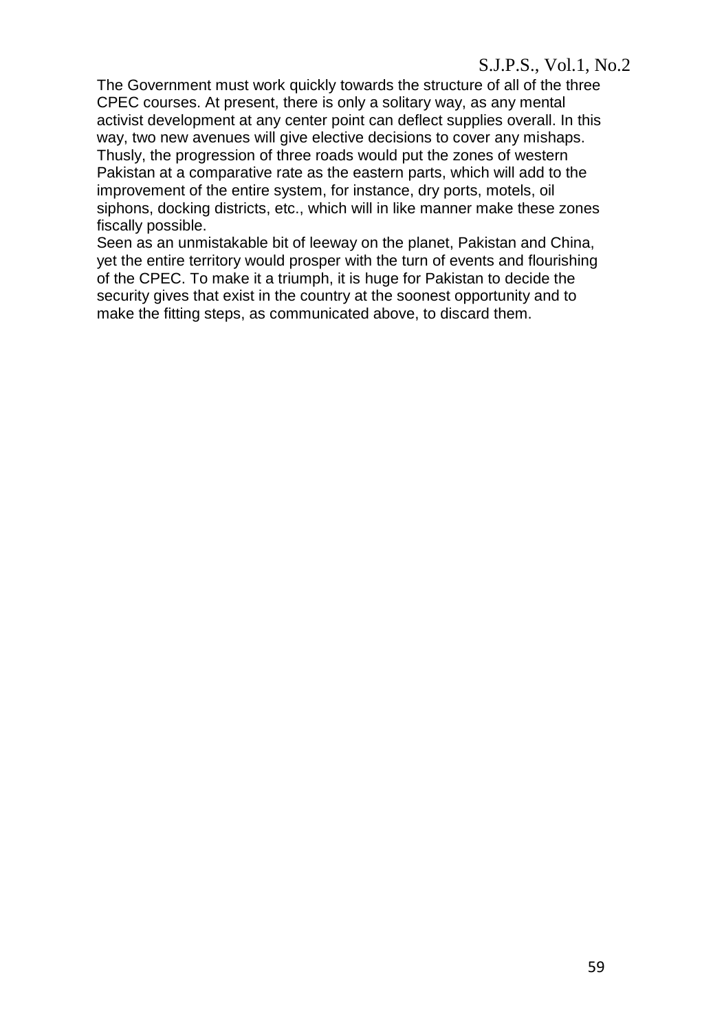The Government must work quickly towards the structure of all of the three CPEC courses. At present, there is only a solitary way, as any mental activist development at any center point can deflect supplies overall. In this way, two new avenues will give elective decisions to cover any mishaps. Thusly, the progression of three roads would put the zones of western Pakistan at a comparative rate as the eastern parts, which will add to the improvement of the entire system, for instance, dry ports, motels, oil siphons, docking districts, etc., which will in like manner make these zones fiscally possible.

Seen as an unmistakable bit of leeway on the planet, Pakistan and China, yet the entire territory would prosper with the turn of events and flourishing of the CPEC. To make it a triumph, it is huge for Pakistan to decide the security gives that exist in the country at the soonest opportunity and to make the fitting steps, as communicated above, to discard them.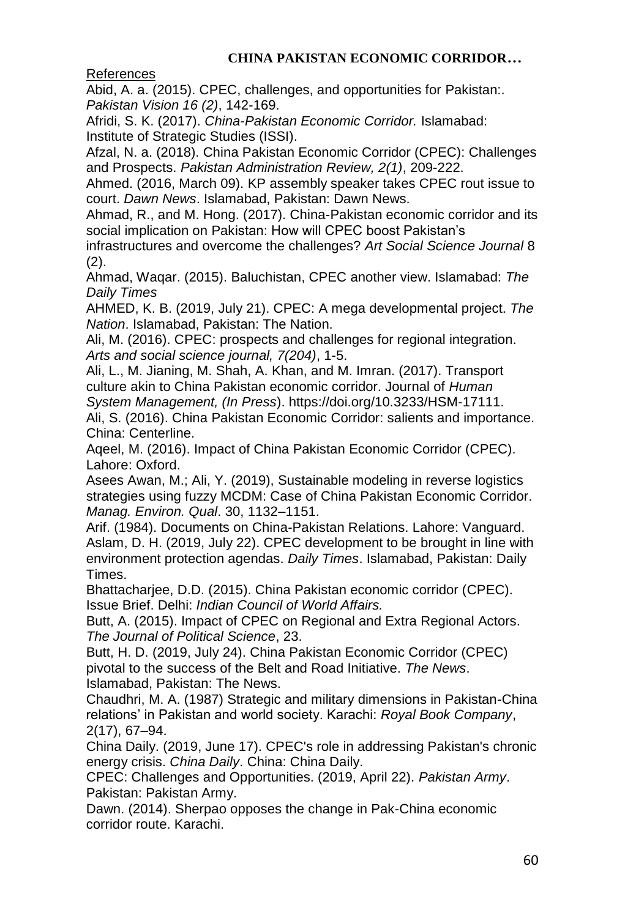References

Abid, A. a. (2015). CPEC, challenges, and opportunities for Pakistan:. *Pakistan Vision 16 (2)*, 142-169.

Afridi, S. K. (2017). *China-Pakistan Economic Corridor.* Islamabad: Institute of Strategic Studies (ISSI).

Afzal, N. a. (2018). China Pakistan Economic Corridor (CPEC): Challenges and Prospects. *Pakistan Administration Review, 2(1)*, 209-222.

Ahmed. (2016, March 09). KP assembly speaker takes CPEC rout issue to court. *Dawn News*. Islamabad, Pakistan: Dawn News.

Ahmad, R., and M. Hong. (2017). China-Pakistan economic corridor and its social implication on Pakistan: How will CPEC boost Pakistan's infrastructures and overcome the challenges? *Art Social Science Journal* 8 (2).

Ahmad, Waqar. (2015). Baluchistan, CPEC another view. Islamabad: *The Daily Times*

AHMED, K. B. (2019, July 21). CPEC: A mega developmental project. *The Nation*. Islamabad, Pakistan: The Nation.

Ali, M. (2016). CPEC: prospects and challenges for regional integration. *Arts and social science journal, 7(204)*, 1-5.

Ali, L., M. Jianing, M. Shah, A. Khan, and M. Imran. (2017). Transport culture akin to China Pakistan economic corridor. Journal of *Human System Management, (In Press*). https://doi.org/10.3233/HSM-17111.

Ali, S. (2016). China Pakistan Economic Corridor: salients and importance. China: Centerline.

Aqeel, M. (2016). Impact of China Pakistan Economic Corridor (CPEC). Lahore: Oxford.

Asees Awan, M.; Ali, Y. (2019), Sustainable modeling in reverse logistics strategies using fuzzy MCDM: Case of China Pakistan Economic Corridor. *Manag. Environ. Qual*. 30, 1132–1151.

Arif. (1984). Documents on China-Pakistan Relations. Lahore: Vanguard.

Aslam, D. H. (2019, July 22). CPEC development to be brought in line with environment protection agendas. *Daily Times*. Islamabad, Pakistan: Daily Times.

Bhattacharjee, D.D. (2015). China Pakistan economic corridor (CPEC). Issue Brief. Delhi: *Indian Council of World Affairs.*

Butt, A. (2015). Impact of CPEC on Regional and Extra Regional Actors. *The Journal of Political Science*, 23.

Butt, H. D. (2019, July 24). China Pakistan Economic Corridor (CPEC) pivotal to the success of the Belt and Road Initiative. *The News*. Islamabad, Pakistan: The News.

Chaudhri, M. A. (1987) Strategic and military dimensions in Pakistan-China relations' in Pakistan and world society. Karachi: *Royal Book Company*, 2(17), 67–94.

China Daily. (2019, June 17). CPEC's role in addressing Pakistan's chronic energy crisis. *China Daily*. China: China Daily.

CPEC: Challenges and Opportunities. (2019, April 22). *Pakistan Army*. Pakistan: Pakistan Army.

Dawn. (2014). Sherpao opposes the change in Pak-China economic corridor route. Karachi.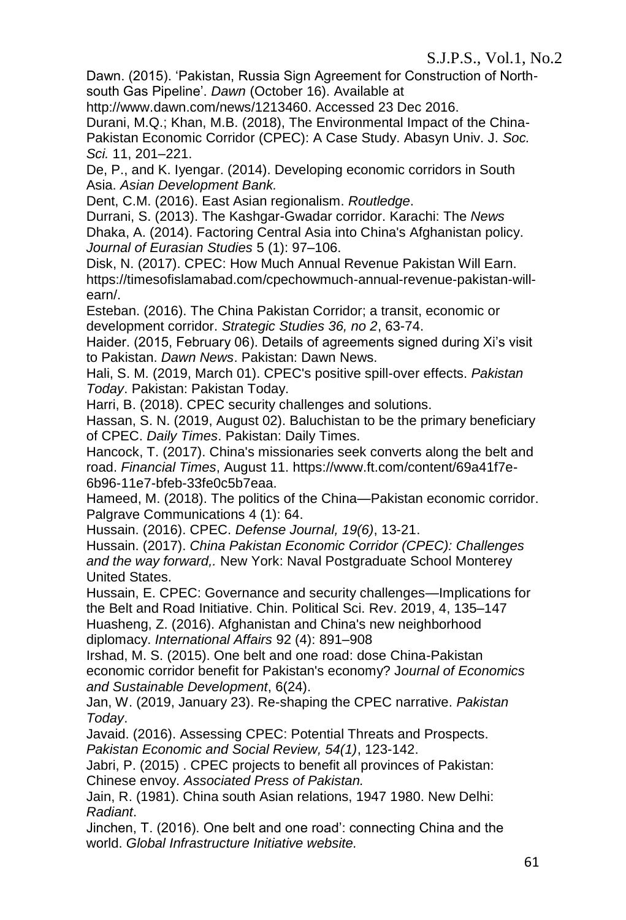Dawn. (2015). 'Pakistan, Russia Sign Agreement for Construction of North-south Gas Pipeline'. *Dawn* (October 16). Available at http://www.dawn.com/news/1213460. Accessed 23 Dec 2016.

Durani, M.Q.; Khan, M.B. (2018), The Environmental Impact of the China-Pakistan Economic Corridor (CPEC): A Case Study. Abasyn Univ. J. *Soc. Sci.* 11, 201–221.

De, P., and K. Iyengar. (2014). Developing economic corridors in South Asia. *Asian Development Bank.*

Dent, C.M. (2016). East Asian regionalism. *Routledge*.

Durrani, S. (2013). The Kashgar-Gwadar corridor. Karachi: The *News*

Dhaka, A. (2014). Factoring Central Asia into China's Afghanistan policy. *Journal of Eurasian Studies* 5 (1): 97–106.

Disk, N. (2017). CPEC: How Much Annual Revenue Pakistan Will Earn. https://timesofislamabad.com/cpechowmuch-annual-revenue-pakistan-will-earn/.

Esteban. (2016). The China Pakistan Corridor; a transit, economic or development corridor. *Strategic Studies 36, no 2*, 63-74.

Haider. (2015, February 06). Details of agreements signed during Xi's visit to Pakistan. *Dawn News*. Pakistan: Dawn News.

Hali, S. M. (2019, March 01). CPEC's positive spill-over effects. *Pakistan Today*. Pakistan: Pakistan Today.

Harri, B. (2018). CPEC security challenges and solutions.

Hassan, S. N. (2019, August 02). Baluchistan to be the primary beneficiary of CPEC. *Daily Times*. Pakistan: Daily Times.

Hancock, T. (2017). China's missionaries seek converts along the belt and road. *Financial Times*, August 11. https://www.ft.com/content/69a41f7e-6b96-11e7-bfeb-33fe0c5b7eaa.

Hameed, M. (2018). The politics of the China—Pakistan economic corridor. Palgrave Communications 4 (1): 64.

Hussain. (2016). CPEC. *Defense Journal, 19(6)*, 13-21.

Hussain. (2017). *China Pakistan Economic Corridor (CPEC): Challenges and the way forward,.* New York: Naval Postgraduate School Monterey United States.

Hussain, E. CPEC: Governance and security challenges—Implications for the Belt and Road Initiative. Chin. Political Sci. Rev. 2019, 4, 135–147

Huasheng, Z. (2016). Afghanistan and China's new neighborhood diplomacy. *International Affairs* 92 (4): 891–908

Irshad, M. S. (2015). One belt and one road: dose China-Pakistan economic corridor benefit for Pakistan's economy? J*ournal of Economics and Sustainable Development*, 6(24).

Jan, W. (2019, January 23). Re-shaping the CPEC narrative. *Pakistan Today*.

Javaid. (2016). Assessing CPEC: Potential Threats and Prospects. *Pakistan Economic and Social Review, 54(1)*, 123-142.

Jabri, P. (2015) . CPEC projects to benefit all provinces of Pakistan: Chinese envoy. *Associated Press of Pakistan.*

Jain, R. (1981). China south Asian relations, 1947 1980. New Delhi: *Radiant*.

Jinchen, T. (2016). One belt and one road': connecting China and the world. *Global Infrastructure Initiative website.*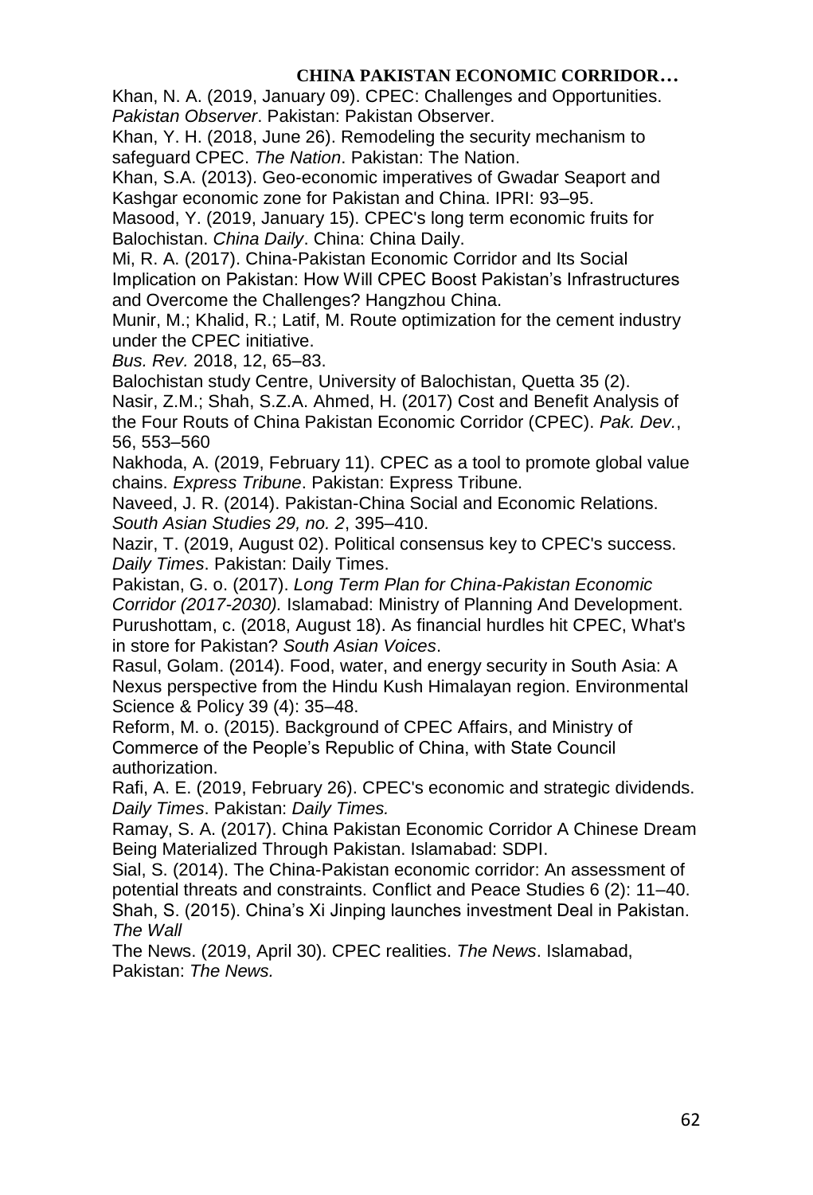Khan, N. A. (2019, January 09). CPEC: Challenges and Opportunities. *Pakistan Observer*. Pakistan: Pakistan Observer.

Khan, Y. H. (2018, June 26). Remodeling the security mechanism to safeguard CPEC. *The Nation*. Pakistan: The Nation.

Khan, S.A. (2013). Geo-economic imperatives of Gwadar Seaport and Kashgar economic zone for Pakistan and China. IPRI: 93–95.

Masood, Y. (2019, January 15). CPEC's long term economic fruits for Balochistan. *China Daily*. China: China Daily.

Mi, R. A. (2017). China-Pakistan Economic Corridor and Its Social Implication on Pakistan: How Will CPEC Boost Pakistan's Infrastructures and Overcome the Challenges? Hangzhou China.

Munir, M.; Khalid, R.; Latif, M. Route optimization for the cement industry under the CPEC initiative.

*Bus. Rev.* 2018, 12, 65–83.

Balochistan study Centre, University of Balochistan, Quetta 35 (2).

Nasir, Z.M.; Shah, S.Z.A. Ahmed, H. (2017) Cost and Benefit Analysis of the Four Routs of China Pakistan Economic Corridor (CPEC). *Pak. Dev.*, 56, 553–560

Nakhoda, A. (2019, February 11). CPEC as a tool to promote global value chains. *Express Tribune*. Pakistan: Express Tribune.

Naveed, J. R. (2014). Pakistan-China Social and Economic Relations. *South Asian Studies 29, no. 2*, 395–410.

Nazir, T. (2019, August 02). Political consensus key to CPEC's success. *Daily Times*. Pakistan: Daily Times.

Pakistan, G. o. (2017). *Long Term Plan for China-Pakistan Economic Corridor (2017-2030).* Islamabad: Ministry of Planning And Development.

Purushottam, c. (2018, August 18). As financial hurdles hit CPEC, What's in store for Pakistan? *South Asian Voices*.

Rasul, Golam. (2014). Food, water, and energy security in South Asia: A Nexus perspective from the Hindu Kush Himalayan region. Environmental Science & Policy 39 (4): 35–48.

Reform, M. o. (2015). Background of CPEC Affairs, and Ministry of Commerce of the People's Republic of China, with State Council authorization.

Rafi, A. E. (2019, February 26). CPEC's economic and strategic dividends. *Daily Times*. Pakistan: *Daily Times.*

Ramay, S. A. (2017). China Pakistan Economic Corridor A Chinese Dream Being Materialized Through Pakistan. Islamabad: SDPI.

Sial, S. (2014). The China-Pakistan economic corridor: An assessment of potential threats and constraints. Conflict and Peace Studies 6 (2): 11–40.

Shah, S. (2015). China's Xi Jinping launches investment Deal in Pakistan. *The Wall*

The News. (2019, April 30). CPEC realities. *The News*. Islamabad, Pakistan: *The News.*